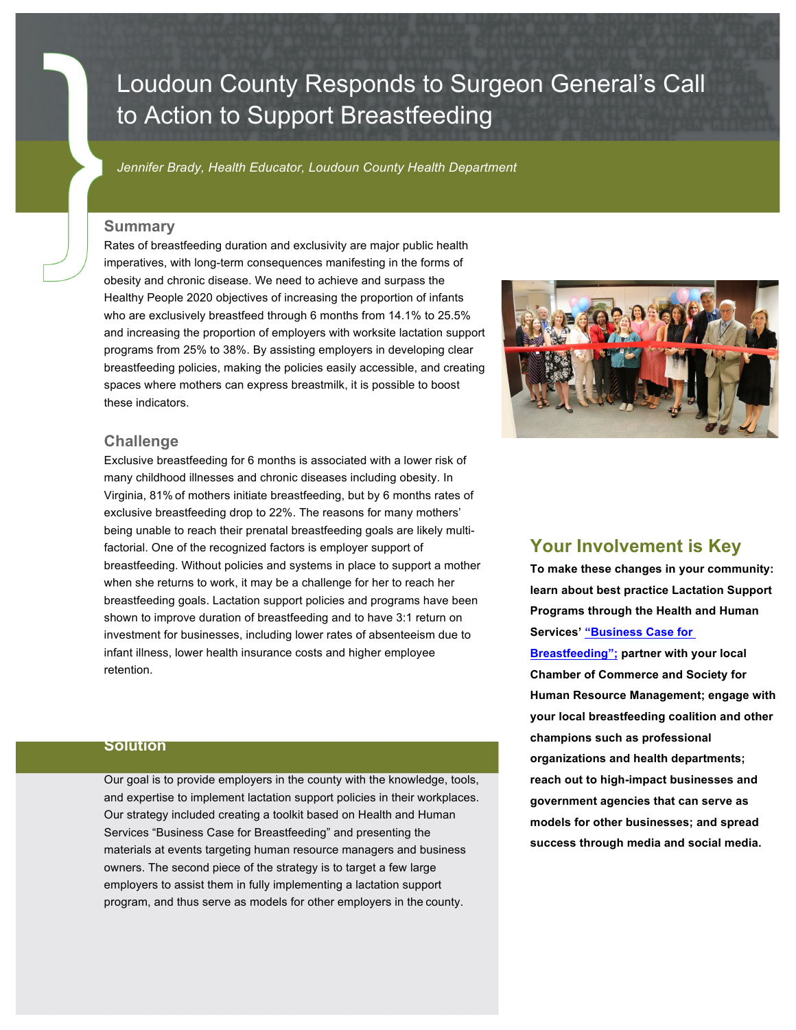# Loudoun County Responds to Surgeon General's Call to Action to Support Breastfeeding

*Jennifer Brady, Health Educator, Loudoun County Health Department*

## Summary

Rates of breastfeeding duration and exclusivity are major public health imperatives, with long-term consequences manifesting in the forms of obesity and chronic disease. We need to achieve and surpass the Healthy People 2020 objectives of increasing the proportion of infants who are exclusively breastfeed through 6 months from 14.1% to 25.5% and increasing the proportion of employers with worksite lactation support programs from 25% to 38%. By assisting employers in developing clear breastfeeding policies, making the policies easily accessible, and creating spaces where mothers can express breastmilk, it is possible to boost these indicators.

## Challenge

Exclusive breastfeeding for 6 months is associated with a lower risk of many childhood illnesses and chronic diseases including obesity. In Virginia, 81% of mothers initiate breastfeeding, but by 6 months rates of exclusive breastfeeding drop to 22%. The reasons for many mothers' being unable to reach their prenatal breastfeeding goals are likely multi-factorial. One of the recognized factors is employer support of breastfeeding. Without policies and systems in place to support a mother when she returns to work, it may be a challenge for her to reach her breastfeeding goals. Lactation support policies and programs have been shown to improve duration of breastfeeding and to have 3:1 return on investment for businesses, including lower rates of absenteeism due to infant illness, lower health insurance costs and higher employee retention.

## Solution

Our goal is to provide employers in the county with the knowledge, tools, and expertise to implement lactation support policies in their workplaces. Our strategy included creating a toolkit based on Health and Human Services "Business Case for Breastfeeding" and presenting the materials at events targeting human resource managers and business owners. The second piece of the strategy is to target a few large employers to assist them in fully implementing a lactation support program, and thus serve as models for other employers in the county.

## Your Involvement is Key

**To make these changes in your community: learn about best practice Lactation Support Programs through the Health and Human Services' "Business Case for Breastfeeding"; partner with your local Chamber of Commerce and Society for Human Resource Management; engage with your local breastfeeding coalition and other champions such as professional organizations and health departments; reach out to high-impact businesses and government agencies that can serve as models for other businesses; and spread success through media and social media.**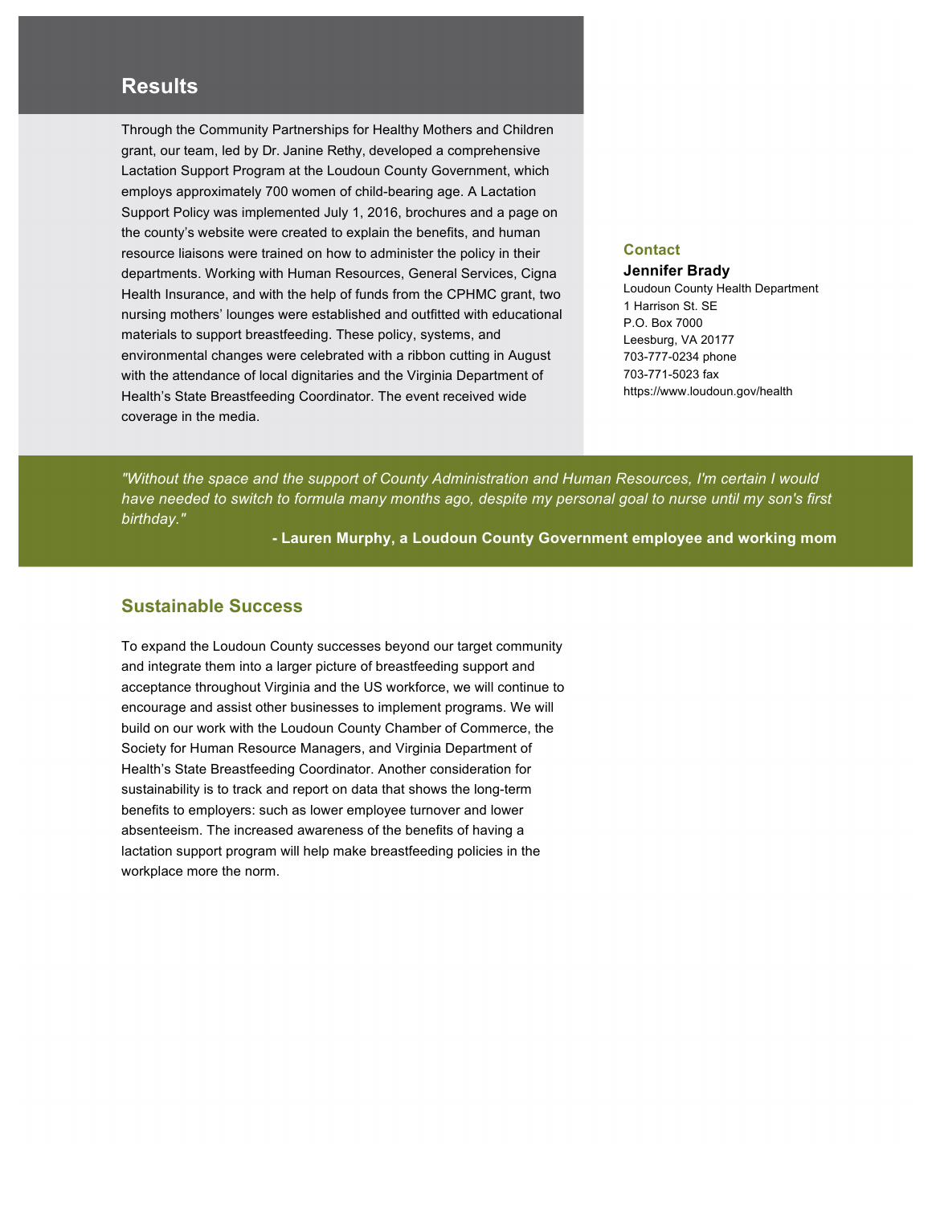## Results

Through the Community Partnerships for Healthy Mothers and Children grant, our team, led by Dr. Janine Rethy, developed a comprehensive Lactation Support Program at the Loudoun County Government, which employs approximately 700 women of child-bearing age. A Lactation Support Policy was implemented July 1, 2016, brochures and a page on the county's website were created to explain the benefits, and human resource liaisons were trained on how to administer the policy in their departments. Working with Human Resources, General Services, Cigna Health Insurance, and with the help of funds from the CPHMC grant, two nursing mothers' lounges were established and outfitted with educational materials to support breastfeeding. These policy, systems, and environmental changes were celebrated with a ribbon cutting in August with the attendance of local dignitaries and the Virginia Department of Health's State Breastfeeding Coordinator. The event received wide coverage in the media.

### Contact

**Jennifer Brady**
Loudoun County Health Department
1 Harrison St. SE
P.O. Box 7000
Leesburg, VA 20177
703-777-0234 phone
703-771-5023 fax
https://www.loudoun.gov/health

*"Without the space and the support of County Administration and Human Resources, I'm certain I would have needed to switch to formula many months ago, despite my personal goal to nurse until my son's first birthday."*

**- Lauren Murphy, a Loudoun County Government employee and working mom**

## Sustainable Success

To expand the Loudoun County successes beyond our target community and integrate them into a larger picture of breastfeeding support and acceptance throughout Virginia and the US workforce, we will continue to encourage and assist other businesses to implement programs. We will build on our work with the Loudoun County Chamber of Commerce, the Society for Human Resource Managers, and Virginia Department of Health's State Breastfeeding Coordinator. Another consideration for sustainability is to track and report on data that shows the long-term benefits to employers: such as lower employee turnover and lower absenteeism. The increased awareness of the benefits of having a lactation support program will help make breastfeeding policies in the workplace more the norm.